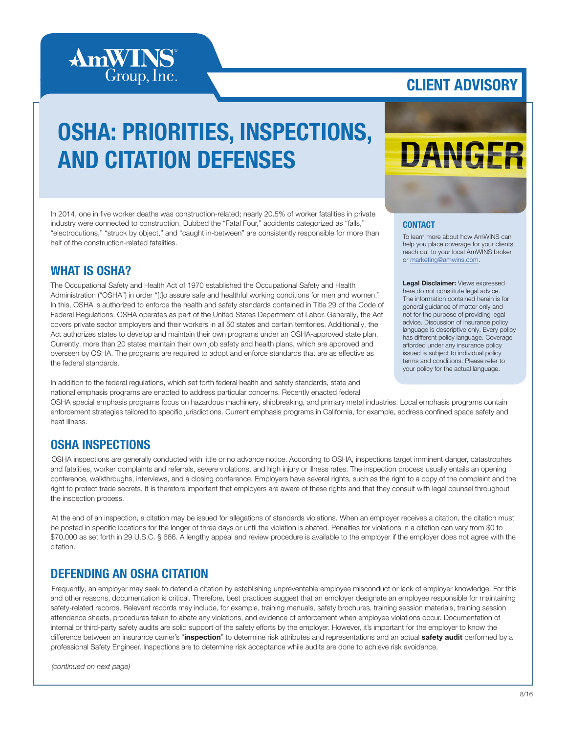**CLIENT ADVISORY**

# OSHA: PRIORITIES, INSPECTIONS, AND CITATION DEFENSES

In 2014, one in five worker deaths was construction-related; nearly 20.5% of worker fatalities in private industry were connected to construction. Dubbed the "Fatal Four," accidents categorized as "falls," "electrocutions," "struck by object," and "caught in-between" are consistently responsible for more than half of the construction-related fatalities.

## WHAT IS OSHA?

The Occupational Safety and Health Act of 1970 established the Occupational Safety and Health Administration ("OSHA") in order "[t]o assure safe and healthful working conditions for men and women." In this, OSHA is authorized to enforce the health and safety standards contained in Title 29 of the Code of Federal Regulations. OSHA operates as part of the United States Department of Labor. Generally, the Act covers private sector employers and their workers in all 50 states and certain territories. Additionally, the Act authorizes states to develop and maintain their own programs under an OSHA-approved state plan. Currently, more than 20 states maintain their own job safety and health plans, which are approved and overseen by OSHA. The programs are required to adopt and enforce standards that are as effective as the federal standards.

In addition to the federal regulations, which set forth federal health and safety standards, state and national emphasis programs are enacted to address particular concerns. Recently enacted federal OSHA special emphasis programs focus on hazardous machinery, shipbreaking, and primary metal industries. Local emphasis programs contain enforcement strategies tailored to specific jurisdictions. Current emphasis programs in California, for example, address confined space safety and heat illness.

## OSHA INSPECTIONS

OSHA inspections are generally conducted with little or no advance notice. According to OSHA, inspections target imminent danger, catastrophes and fatalities, worker complaints and referrals, severe violations, and high injury or illness rates. The inspection process usually entails an opening conference, walkthroughs, interviews, and a closing conference. Employers have several rights, such as the right to a copy of the complaint and the right to protect trade secrets. It is therefore important that employers are aware of these rights and that they consult with legal counsel throughout the inspection process.

At the end of an inspection, a citation may be issued for allegations of standards violations. When an employer receives a citation, the citation must be posted in specific locations for the longer of three days or until the violation is abated. Penalties for violations in a citation can vary from $0 to $70,000 as set forth in 29 U.S.C. § 666. A lengthy appeal and review procedure is available to the employer if the employer does not agree with the citation.

## DEFENDING AN OSHA CITATION

Frequently, an employer may seek to defend a citation by establishing unpreventable employee misconduct or lack of employer knowledge. For this and other reasons, documentation is critical. Therefore, best practices suggest that an employer designate an employee responsible for maintaining safety-related records. Relevant records may include, for example, training manuals, safety brochures, training session materials, training session attendance sheets, procedures taken to abate any violations, and evidence of enforcement when employee violations occur. Documentation of internal or third-party safety audits are solid support of the safety efforts by the employer. However, it's important for the employer to know the difference between an insurance carrier's "**inspection**" to determine risk attributes and representations and an actual **safety audit** performed by a professional Safety Engineer. Inspections are to determine risk acceptance while audits are done to achieve risk avoidance.

*(continued on next page)*

### CONTACT

To learn more about how AmWINS can help you place coverage for your clients, reach out to your local AmWINS broker or marketing@amwins.com.

**Legal Disclaimer:** Views expressed here do not constitute legal advice. The information contained herein is for general guidance of matter only and not for the purpose of providing legal advice. Discussion of insurance policy language is descriptive only. Every policy has different policy language. Coverage afforded under any insurance policy issued is subject to individual policy terms and conditions. Please refer to your policy for the actual language.

8/16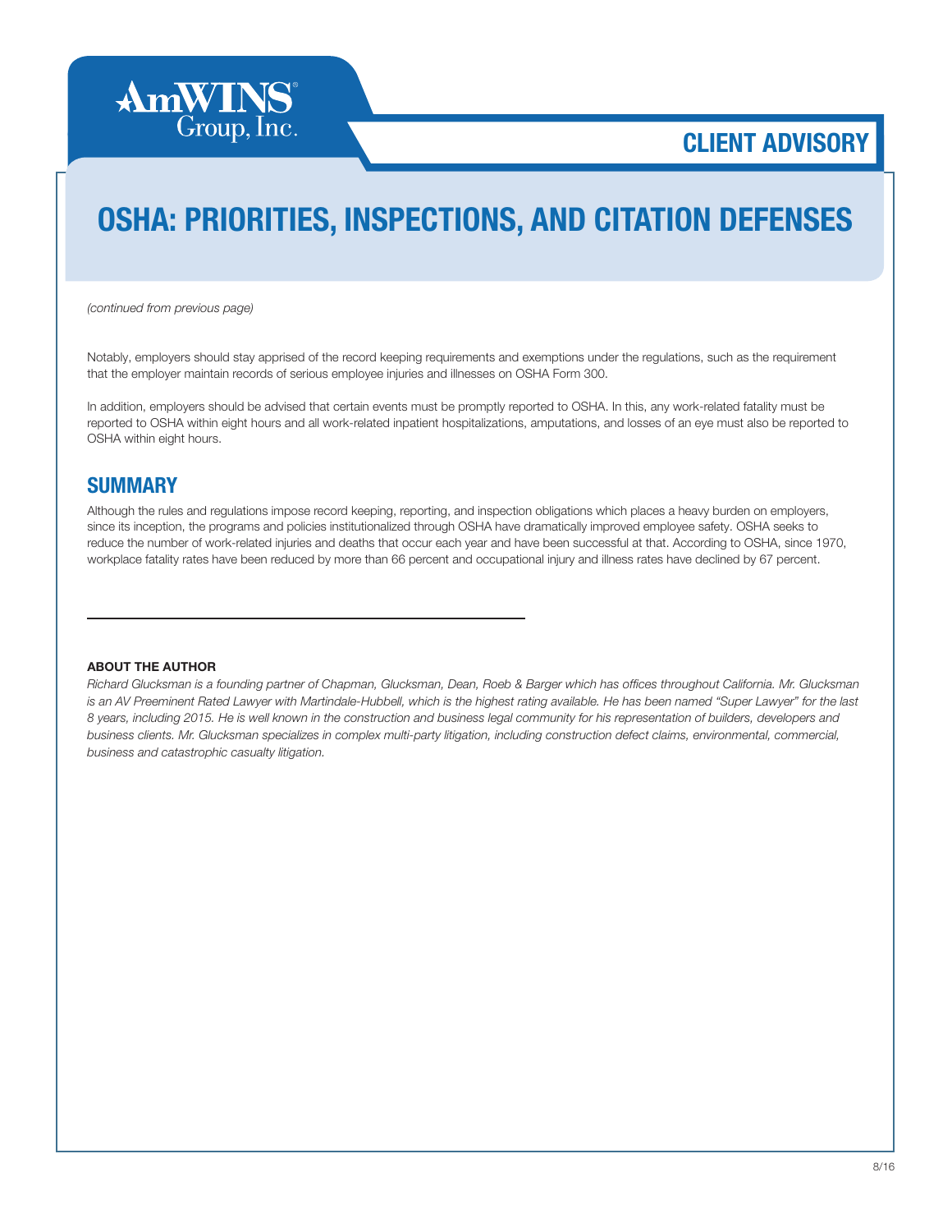# OSHA: PRIORITIES, INSPECTIONS, AND CITATION DEFENSES

*(continued from previous page)*

Notably, employers should stay apprised of the record keeping requirements and exemptions under the regulations, such as the requirement that the employer maintain records of serious employee injuries and illnesses on OSHA Form 300.

In addition, employers should be advised that certain events must be promptly reported to OSHA. In this, any work-related fatality must be reported to OSHA within eight hours and all work-related inpatient hospitalizations, amputations, and losses of an eye must also be reported to OSHA within eight hours.

## SUMMARY

Although the rules and regulations impose record keeping, reporting, and inspection obligations which places a heavy burden on employers, since its inception, the programs and policies institutionalized through OSHA have dramatically improved employee safety. OSHA seeks to reduce the number of work-related injuries and deaths that occur each year and have been successful at that. According to OSHA, since 1970, workplace fatality rates have been reduced by more than 66 percent and occupational injury and illness rates have declined by 67 percent.

---

**ABOUT THE AUTHOR**

*Richard Glucksman is a founding partner of Chapman, Glucksman, Dean, Roeb & Barger which has offices throughout California. Mr. Glucksman is an AV Preeminent Rated Lawyer with Martindale-Hubbell, which is the highest rating available. He has been named "Super Lawyer" for the last 8 years, including 2015. He is well known in the construction and business legal community for his representation of builders, developers and business clients. Mr. Glucksman specializes in complex multi-party litigation, including construction defect claims, environmental, commercial, business and catastrophic casualty litigation.*